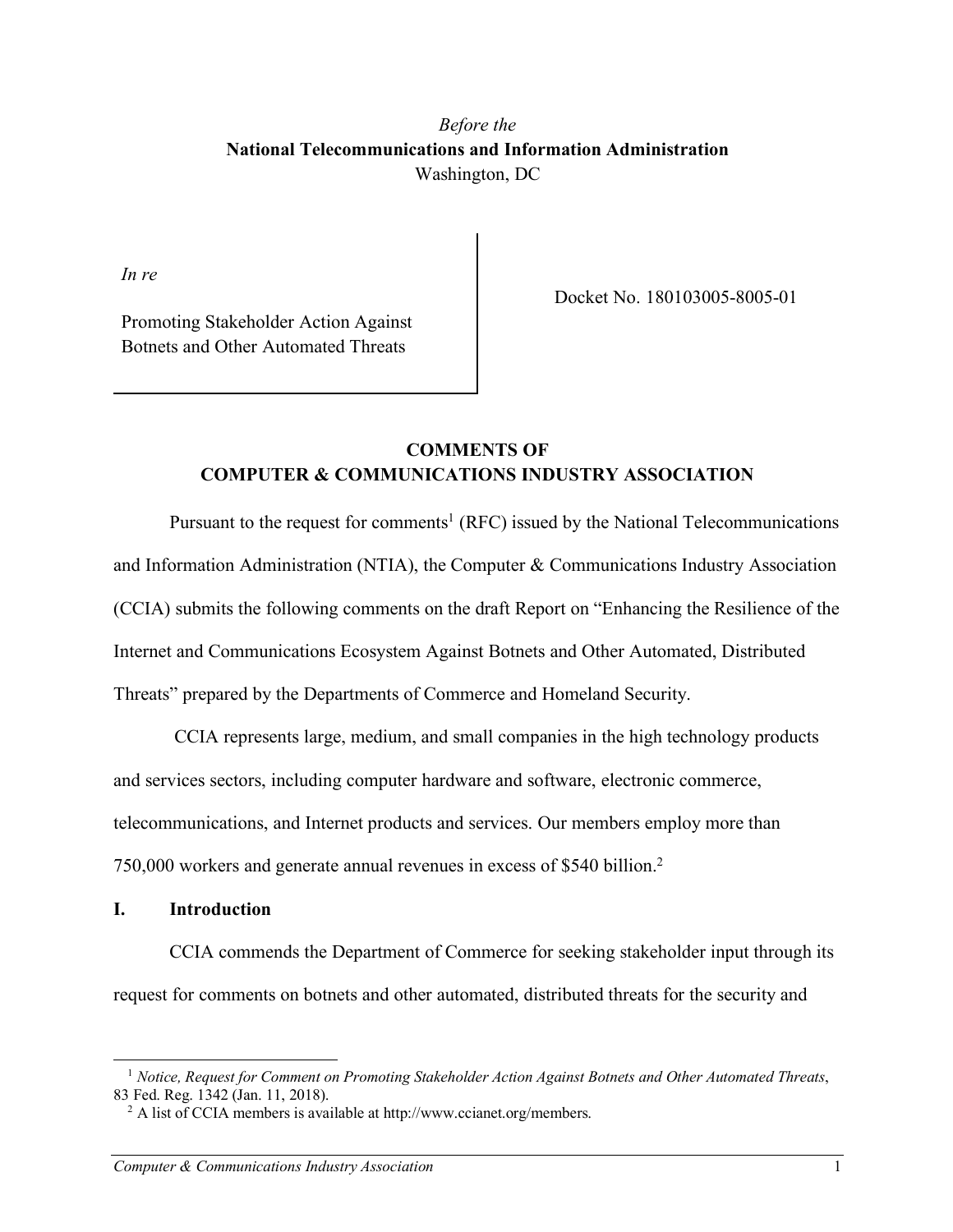*Before the*
**National Telecommunications and Information Administration**
Washington, DC

*In re*

Promoting Stakeholder Action Against Botnets and Other Automated Threats

Docket No. 180103005-8005-01

**COMMENTS OF**
**COMPUTER & COMMUNICATIONS INDUSTRY ASSOCIATION**

Pursuant to the request for comments[1] (RFC) issued by the National Telecommunications and Information Administration (NTIA), the Computer & Communications Industry Association (CCIA) submits the following comments on the draft Report on "Enhancing the Resilience of the Internet and Communications Ecosystem Against Botnets and Other Automated, Distributed Threats" prepared by the Departments of Commerce and Homeland Security.

CCIA represents large, medium, and small companies in the high technology products and services sectors, including computer hardware and software, electronic commerce, telecommunications, and Internet products and services. Our members employ more than 750,000 workers and generate annual revenues in excess of $540 billion.[2]

## I. Introduction

CCIA commends the Department of Commerce for seeking stakeholder input through its request for comments on botnets and other automated, distributed threats for the security and

---

[1] *Notice, Request for Comment on Promoting Stakeholder Action Against Botnets and Other Automated Threats*, 83 Fed. Reg. 1342 (Jan. 11, 2018).

[2] A list of CCIA members is available at http://www.ccianet.org/members.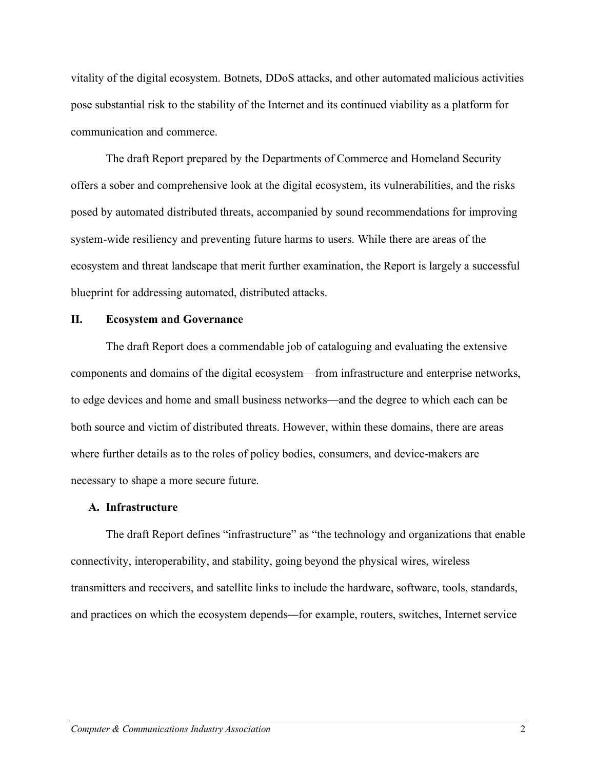vitality of the digital ecosystem. Botnets, DDoS attacks, and other automated malicious activities pose substantial risk to the stability of the Internet and its continued viability as a platform for communication and commerce.

The draft Report prepared by the Departments of Commerce and Homeland Security offers a sober and comprehensive look at the digital ecosystem, its vulnerabilities, and the risks posed by automated distributed threats, accompanied by sound recommendations for improving system-wide resiliency and preventing future harms to users. While there are areas of the ecosystem and threat landscape that merit further examination, the Report is largely a successful blueprint for addressing automated, distributed attacks.

## II. Ecosystem and Governance

The draft Report does a commendable job of cataloguing and evaluating the extensive components and domains of the digital ecosystem—from infrastructure and enterprise networks, to edge devices and home and small business networks—and the degree to which each can be both source and victim of distributed threats. However, within these domains, there are areas where further details as to the roles of policy bodies, consumers, and device-makers are necessary to shape a more secure future.

### A. Infrastructure

The draft Report defines "infrastructure" as "the technology and organizations that enable connectivity, interoperability, and stability, going beyond the physical wires, wireless transmitters and receivers, and satellite links to include the hardware, software, tools, standards, and practices on which the ecosystem depends—for example, routers, switches, Internet service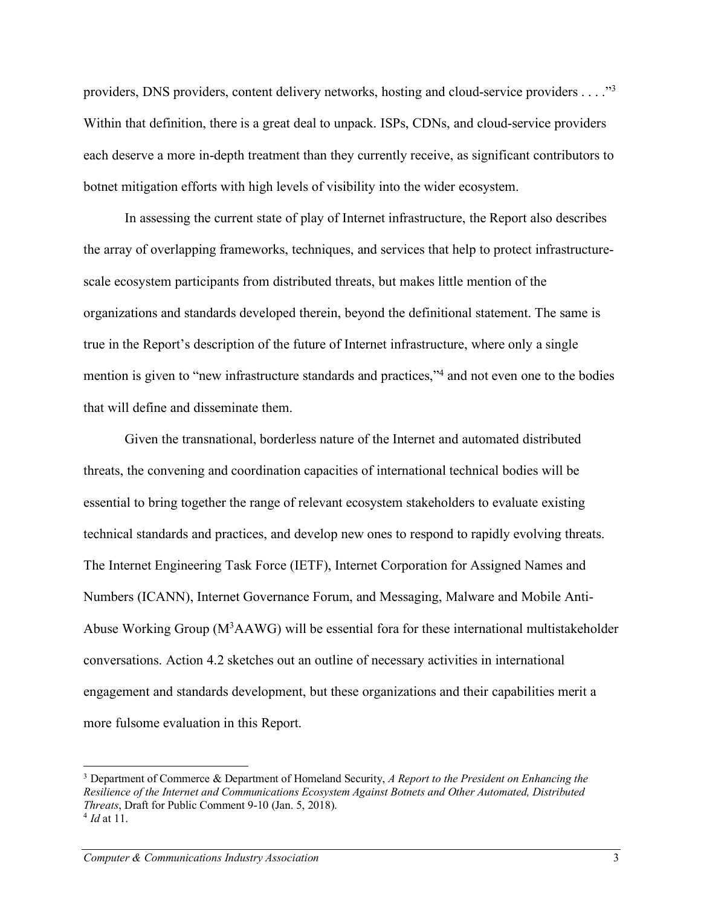providers, DNS providers, content delivery networks, hosting and cloud-service providers . . . ."[3] Within that definition, there is a great deal to unpack. ISPs, CDNs, and cloud-service providers each deserve a more in-depth treatment than they currently receive, as significant contributors to botnet mitigation efforts with high levels of visibility into the wider ecosystem.

In assessing the current state of play of Internet infrastructure, the Report also describes the array of overlapping frameworks, techniques, and services that help to protect infrastructure-scale ecosystem participants from distributed threats, but makes little mention of the organizations and standards developed therein, beyond the definitional statement. The same is true in the Report's description of the future of Internet infrastructure, where only a single mention is given to "new infrastructure standards and practices,"[4] and not even one to the bodies that will define and disseminate them.

Given the transnational, borderless nature of the Internet and automated distributed threats, the convening and coordination capacities of international technical bodies will be essential to bring together the range of relevant ecosystem stakeholders to evaluate existing technical standards and practices, and develop new ones to respond to rapidly evolving threats. The Internet Engineering Task Force (IETF), Internet Corporation for Assigned Names and Numbers (ICANN), Internet Governance Forum, and Messaging, Malware and Mobile Anti-Abuse Working Group ($M^3$AAWG) will be essential fora for these international multistakeholder conversations. Action 4.2 sketches out an outline of necessary activities in international engagement and standards development, but these organizations and their capabilities merit a more fulsome evaluation in this Report.

---

[3] Department of Commerce & Department of Homeland Security, *A Report to the President on Enhancing the Resilience of the Internet and Communications Ecosystem Against Botnets and Other Automated, Distributed Threats*, Draft for Public Comment 9-10 (Jan. 5, 2018).

[4] *Id* at 11.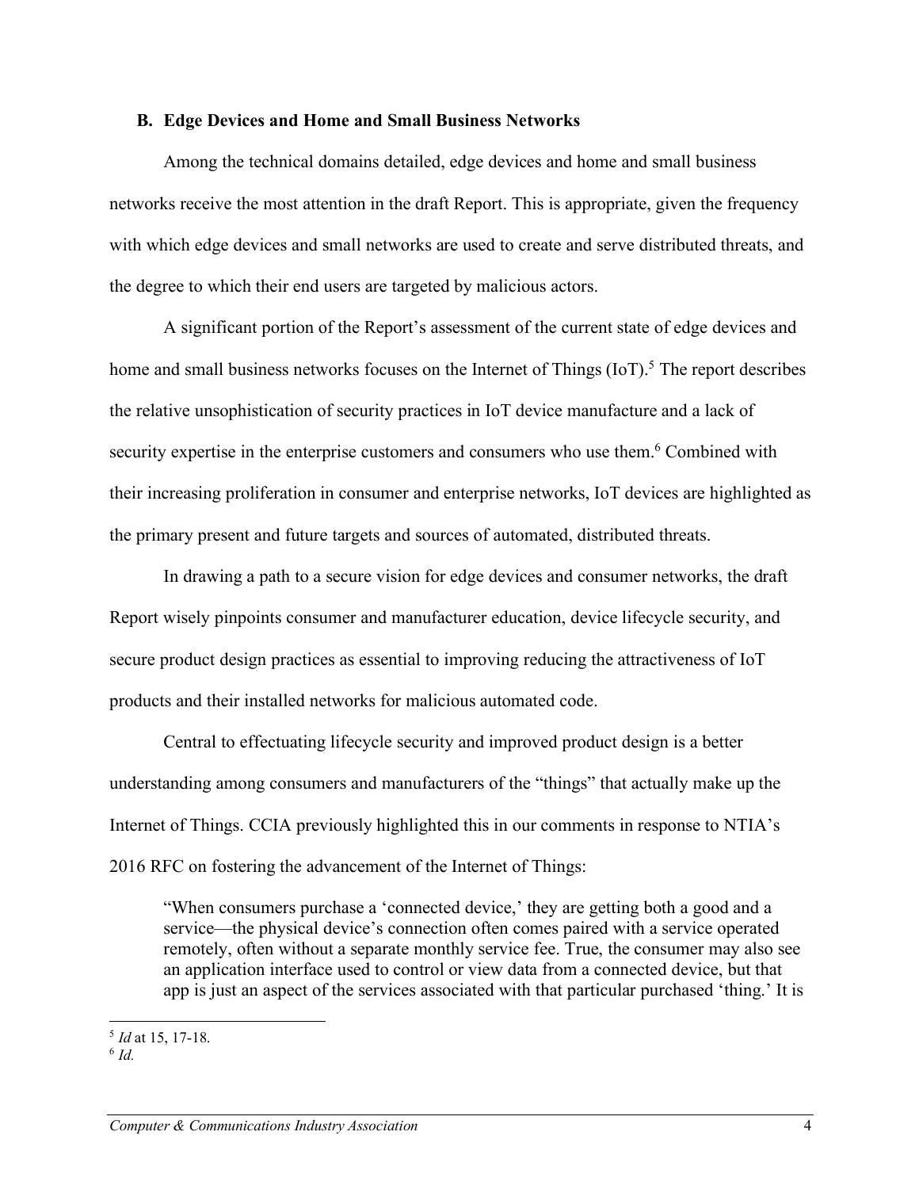### B. Edge Devices and Home and Small Business Networks

Among the technical domains detailed, edge devices and home and small business networks receive the most attention in the draft Report. This is appropriate, given the frequency with which edge devices and small networks are used to create and serve distributed threats, and the degree to which their end users are targeted by malicious actors.

A significant portion of the Report's assessment of the current state of edge devices and home and small business networks focuses on the Internet of Things (IoT).[5] The report describes the relative unsophistication of security practices in IoT device manufacture and a lack of security expertise in the enterprise customers and consumers who use them.[6] Combined with their increasing proliferation in consumer and enterprise networks, IoT devices are highlighted as the primary present and future targets and sources of automated, distributed threats.

In drawing a path to a secure vision for edge devices and consumer networks, the draft Report wisely pinpoints consumer and manufacturer education, device lifecycle security, and secure product design practices as essential to improving reducing the attractiveness of IoT products and their installed networks for malicious automated code.

Central to effectuating lifecycle security and improved product design is a better understanding among consumers and manufacturers of the "things" that actually make up the Internet of Things. CCIA previously highlighted this in our comments in response to NTIA's 2016 RFC on fostering the advancement of the Internet of Things:

> "When consumers purchase a 'connected device,' they are getting both a good and a service—the physical device's connection often comes paired with a service operated remotely, often without a separate monthly service fee. True, the consumer may also see an application interface used to control or view data from a connected device, but that app is just an aspect of the services associated with that particular purchased 'thing.' It is

---

[5] *Id* at 15, 17-18.

[6] *Id.*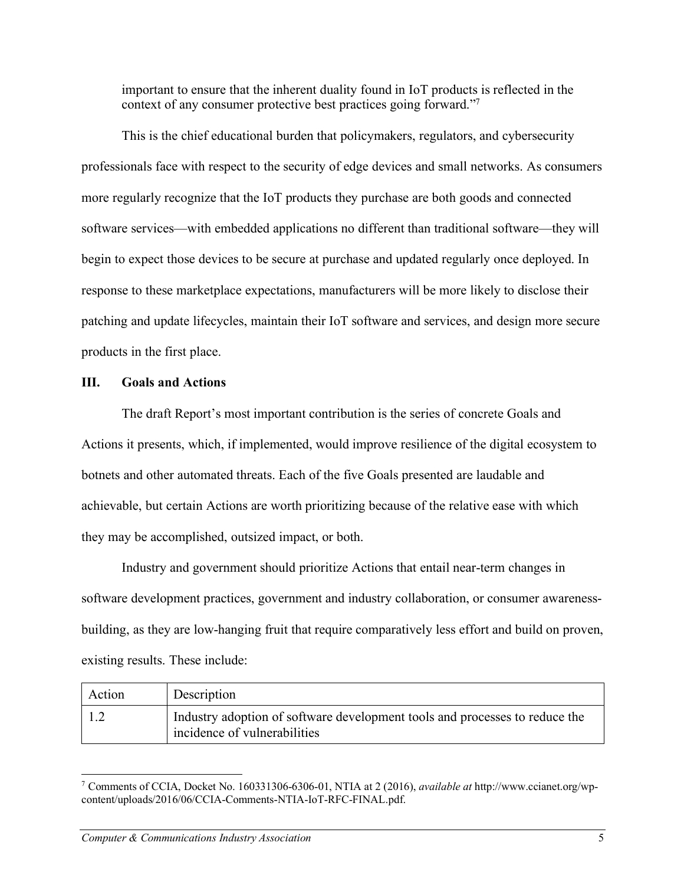important to ensure that the inherent duality found in IoT products is reflected in the context of any consumer protective best practices going forward."[7]

This is the chief educational burden that policymakers, regulators, and cybersecurity professionals face with respect to the security of edge devices and small networks. As consumers more regularly recognize that the IoT products they purchase are both goods and connected software services—with embedded applications no different than traditional software—they will begin to expect those devices to be secure at purchase and updated regularly once deployed. In response to these marketplace expectations, manufacturers will be more likely to disclose their patching and update lifecycles, maintain their IoT software and services, and design more secure products in the first place.

## III. Goals and Actions

The draft Report's most important contribution is the series of concrete Goals and Actions it presents, which, if implemented, would improve resilience of the digital ecosystem to botnets and other automated threats. Each of the five Goals presented are laudable and achievable, but certain Actions are worth prioritizing because of the relative ease with which they may be accomplished, outsized impact, or both.

Industry and government should prioritize Actions that entail near-term changes in software development practices, government and industry collaboration, or consumer awareness-building, as they are low-hanging fruit that require comparatively less effort and build on proven, existing results. These include:

| Action | Description |
|---|---|
| 1.2 | Industry adoption of software development tools and processes to reduce the incidence of vulnerabilities |

[7] Comments of CCIA, Docket No. 160331306-6306-01, NTIA at 2 (2016), *available at* http://www.ccianet.org/wp-content/uploads/2016/06/CCIA-Comments-NTIA-IoT-RFC-FINAL.pdf.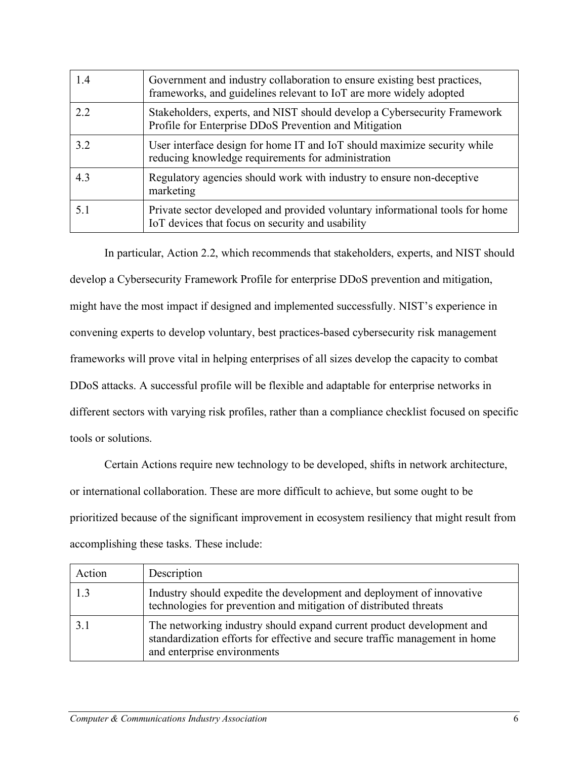| | |
|---|---|
| 1.4 | Government and industry collaboration to ensure existing best practices, frameworks, and guidelines relevant to IoT are more widely adopted |
| 2.2 | Stakeholders, experts, and NIST should develop a Cybersecurity Framework Profile for Enterprise DDoS Prevention and Mitigation |
| 3.2 | User interface design for home IT and IoT should maximize security while reducing knowledge requirements for administration |
| 4.3 | Regulatory agencies should work with industry to ensure non-deceptive marketing |
| 5.1 | Private sector developed and provided voluntary informational tools for home IoT devices that focus on security and usability |

In particular, Action 2.2, which recommends that stakeholders, experts, and NIST should develop a Cybersecurity Framework Profile for enterprise DDoS prevention and mitigation, might have the most impact if designed and implemented successfully. NIST's experience in convening experts to develop voluntary, best practices-based cybersecurity risk management frameworks will prove vital in helping enterprises of all sizes develop the capacity to combat DDoS attacks. A successful profile will be flexible and adaptable for enterprise networks in different sectors with varying risk profiles, rather than a compliance checklist focused on specific tools or solutions.

Certain Actions require new technology to be developed, shifts in network architecture, or international collaboration. These are more difficult to achieve, but some ought to be prioritized because of the significant improvement in ecosystem resiliency that might result from accomplishing these tasks. These include:

| Action | Description |
|---|---|
| 1.3 | Industry should expedite the development and deployment of innovative technologies for prevention and mitigation of distributed threats |
| 3.1 | The networking industry should expand current product development and standardization efforts for effective and secure traffic management in home and enterprise environments |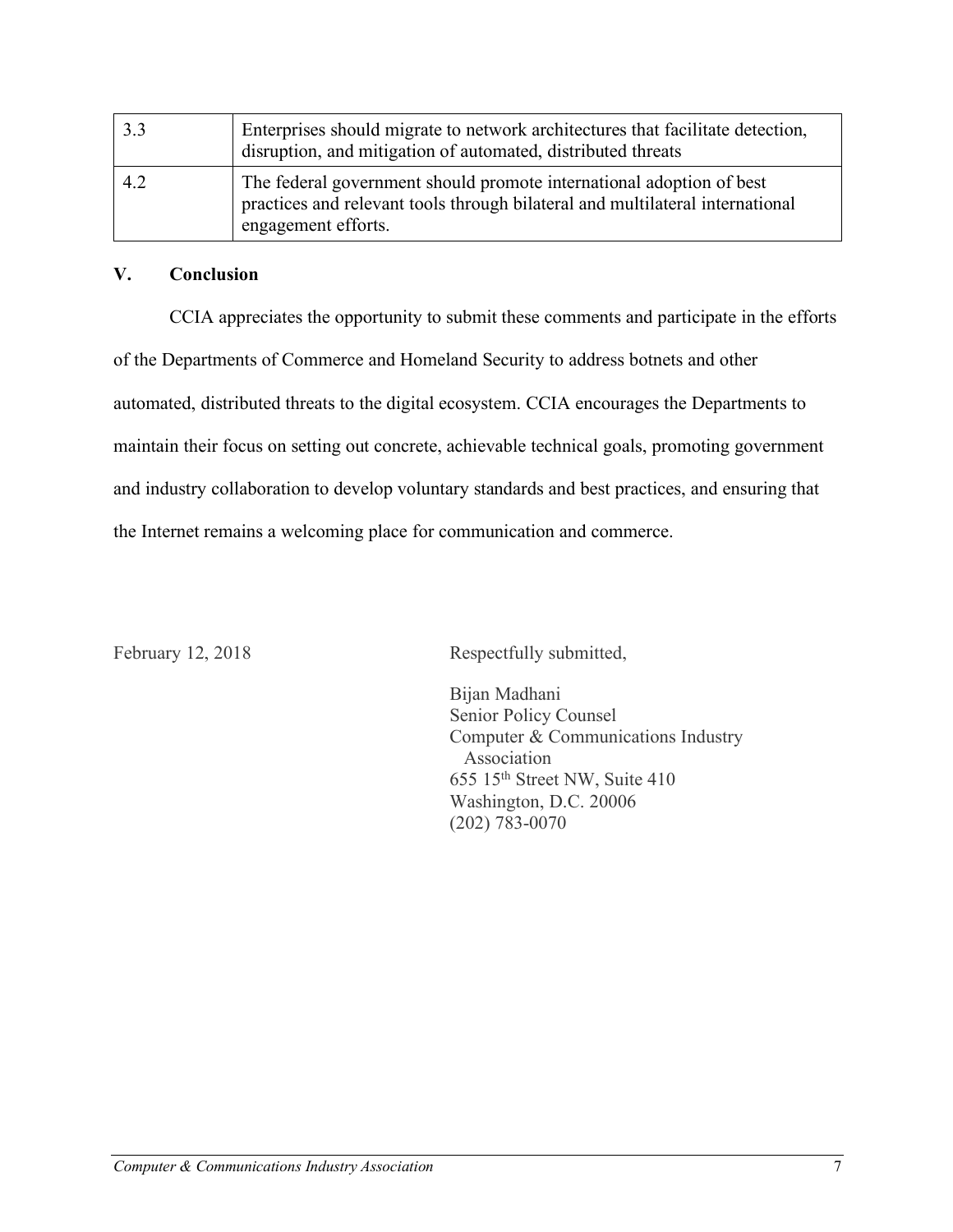| | |
|---|---|
| 3.3 | Enterprises should migrate to network architectures that facilitate detection, disruption, and mitigation of automated, distributed threats |
| 4.2 | The federal government should promote international adoption of best practices and relevant tools through bilateral and multilateral international engagement efforts. |

## V. Conclusion

CCIA appreciates the opportunity to submit these comments and participate in the efforts of the Departments of Commerce and Homeland Security to address botnets and other automated, distributed threats to the digital ecosystem. CCIA encourages the Departments to maintain their focus on setting out concrete, achievable technical goals, promoting government and industry collaboration to develop voluntary standards and best practices, and ensuring that the Internet remains a welcoming place for communication and commerce.

February 12, 2018

Respectfully submitted,

Bijan Madhani
Senior Policy Counsel
Computer & Communications Industry Association
655 15th Street NW, Suite 410
Washington, D.C. 20006
(202) 783-0070